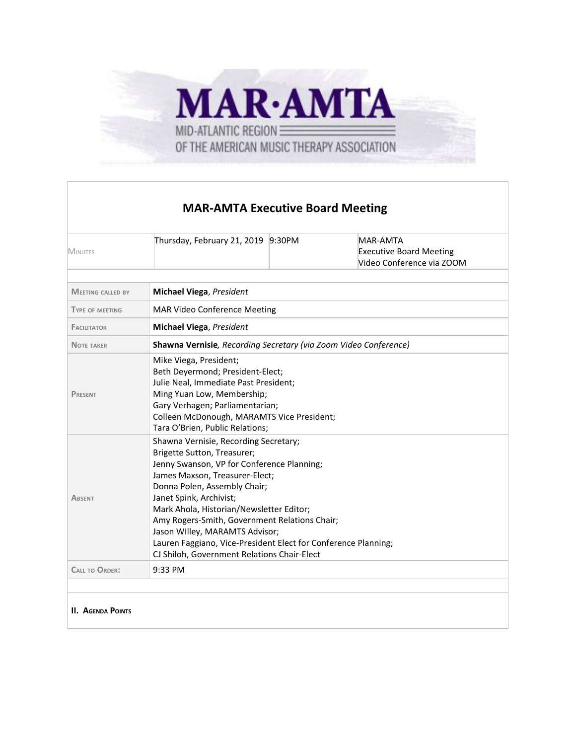MAR·AMTA

MID-ATLANTIC REGION

OF THE AMERICAN MUSIC THERAPY ASSOCIATION

# MAR-AMTA Executive Board Meeting

| MINUTES | Thursday, February 21, 2019 | 9:30PM | MAR-AMTA Executive Board Meeting Video Conference via ZOOM |
|---|---|---|---|

| | |
|---|---|
| MEETING CALLED BY | **Michael Viega**, *President* |
| TYPE OF MEETING | MAR Video Conference Meeting |
| FACILITATOR | **Michael Viega**, *President* |
| NOTE TAKER | **Shawna Vernisie***, Recording Secretary (via Zoom Video Conference)* |
| PRESENT | Mike Viega, President;<br>Beth Deyermond; President-Elect;<br>Julie Neal, Immediate Past President;<br>Ming Yuan Low, Membership;<br>Gary Verhagen; Parliamentarian;<br>Colleen McDonough, MARAMTS Vice President;<br>Tara O'Brien, Public Relations; |
| ABSENT | Shawna Vernisie, Recording Secretary;<br>Brigette Sutton, Treasurer;<br>Jenny Swanson, VP for Conference Planning;<br>James Maxson, Treasurer-Elect;<br>Donna Polen, Assembly Chair;<br>Janet Spink, Archivist;<br>Mark Ahola, Historian/Newsletter Editor;<br>Amy Rogers-Smith, Government Relations Chair;<br>Jason WIlley, MARAMTS Advisor;<br>Lauren Faggiano, Vice-President Elect for Conference Planning;<br>CJ Shiloh, Government Relations Chair-Elect |
| CALL TO ORDER: | 9:33 PM |

**II. AGENDA POINTS**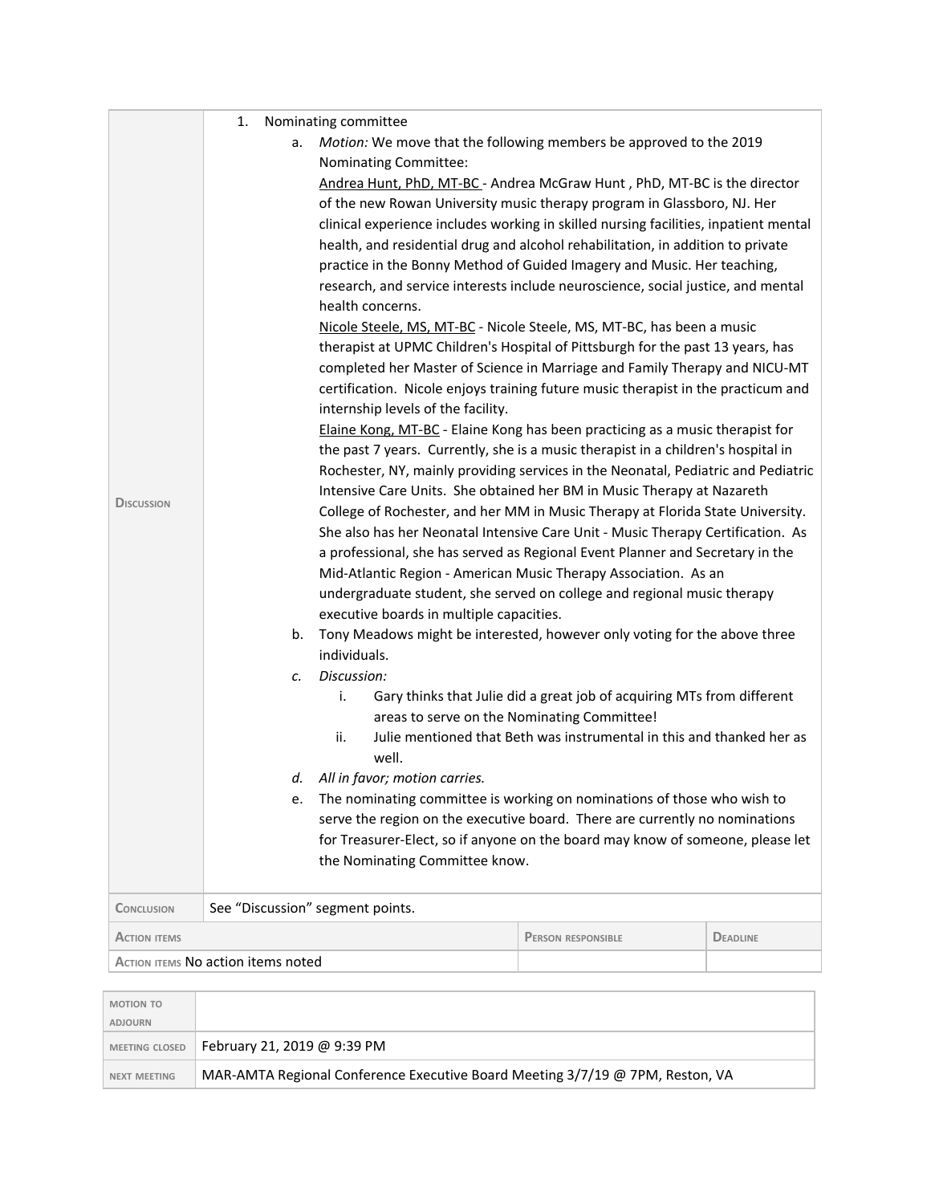| | |
|---|---|
| **Discussion** | 1. Nominating committee<br>a. *Motion:* We move that the following members be approved to the 2019 Nominating Committee:<br>Andrea Hunt, PhD, MT-BC - Andrea McGraw Hunt , PhD, MT-BC is the director of the new Rowan University music therapy program in Glassboro, NJ. Her clinical experience includes working in skilled nursing facilities, inpatient mental health, and residential drug and alcohol rehabilitation, in addition to private practice in the Bonny Method of Guided Imagery and Music. Her teaching, research, and service interests include neuroscience, social justice, and mental health concerns.<br>Nicole Steele, MS, MT-BC - Nicole Steele, MS, MT-BC, has been a music therapist at UPMC Children's Hospital of Pittsburgh for the past 13 years, has completed her Master of Science in Marriage and Family Therapy and NICU-MT certification. Nicole enjoys training future music therapist in the practicum and internship levels of the facility.<br>Elaine Kong, MT-BC - Elaine Kong has been practicing as a music therapist for the past 7 years. Currently, she is a music therapist in a children's hospital in Rochester, NY, mainly providing services in the Neonatal, Pediatric and Pediatric Intensive Care Units. She obtained her BM in Music Therapy at Nazareth College of Rochester, and her MM in Music Therapy at Florida State University. She also has her Neonatal Intensive Care Unit - Music Therapy Certification. As a professional, she has served as Regional Event Planner and Secretary in the Mid-Atlantic Region - American Music Therapy Association. As an undergraduate student, she served on college and regional music therapy executive boards in multiple capacities.<br>b. Tony Meadows might be interested, however only voting for the above three individuals.<br>c. *Discussion:*<br>i. Gary thinks that Julie did a great job of acquiring MTs from different areas to serve on the Nominating Committee!<br>ii. Julie mentioned that Beth was instrumental in this and thanked her as well.<br>d. *All in favor; motion carries.*<br>e. The nominating committee is working on nominations of those who wish to serve the region on the executive board. There are currently no nominations for Treasurer-Elect, so if anyone on the board may know of someone, please let the Nominating Committee know. |
| **Conclusion** | See "Discussion" segment points. |

| Action items | Person responsible | Deadline |
|---|---|---|
| Action items No action items noted | | |

| | |
|---|---|
| motion to adjourn | |
| meeting closed | February 21, 2019 @ 9:39 PM |
| next meeting | MAR-AMTA Regional Conference Executive Board Meeting 3/7/19 @ 7PM, Reston, VA |